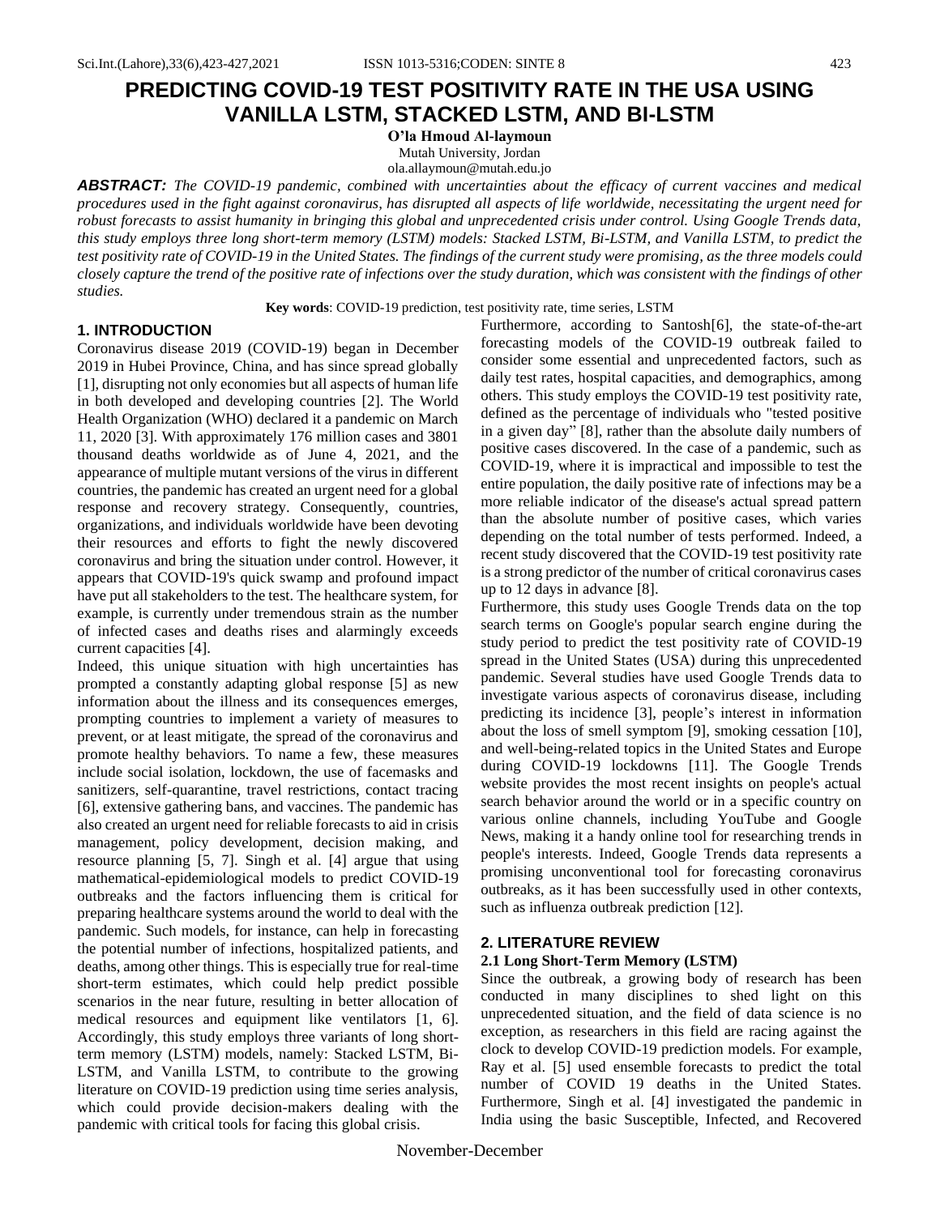# PREDICTING COVID-19 TEST POSITIVITY RATE IN THE USA USING VANILLA LSTM, STACKED LSTM, AND BI-LSTM

**O'la Hmoud Al-laymoun**

Mutah University, Jordan

ola.allaymoun@mutah.edu.jo

***ABSTRACT:*** *The COVID-19 pandemic, combined with uncertainties about the efficacy of current vaccines and medical procedures used in the fight against coronavirus, has disrupted all aspects of life worldwide, necessitating the urgent need for robust forecasts to assist humanity in bringing this global and unprecedented crisis under control. Using Google Trends data, this study employs three long short-term memory (LSTM) models: Stacked LSTM, Bi-LSTM, and Vanilla LSTM, to predict the test positivity rate of COVID-19 in the United States. The findings of the current study were promising, as the three models could closely capture the trend of the positive rate of infections over the study duration, which was consistent with the findings of other studies.*

**Key words**: COVID-19 prediction, test positivity rate, time series, LSTM

## 1. INTRODUCTION

Coronavirus disease 2019 (COVID-19) began in December 2019 in Hubei Province, China, and has since spread globally [1], disrupting not only economies but all aspects of human life in both developed and developing countries [2]. The World Health Organization (WHO) declared it a pandemic on March 11, 2020 [3]. With approximately 176 million cases and 3801 thousand deaths worldwide as of June 4, 2021, and the appearance of multiple mutant versions of the virus in different countries, the pandemic has created an urgent need for a global response and recovery strategy. Consequently, countries, organizations, and individuals worldwide have been devoting their resources and efforts to fight the newly discovered coronavirus and bring the situation under control. However, it appears that COVID-19's quick swamp and profound impact have put all stakeholders to the test. The healthcare system, for example, is currently under tremendous strain as the number of infected cases and deaths rises and alarmingly exceeds current capacities [4].

Indeed, this unique situation with high uncertainties has prompted a constantly adapting global response [5] as new information about the illness and its consequences emerges, prompting countries to implement a variety of measures to prevent, or at least mitigate, the spread of the coronavirus and promote healthy behaviors. To name a few, these measures include social isolation, lockdown, the use of facemasks and sanitizers, self-quarantine, travel restrictions, contact tracing [6], extensive gathering bans, and vaccines. The pandemic has also created an urgent need for reliable forecasts to aid in crisis management, policy development, decision making, and resource planning [5, 7]. Singh et al. [4] argue that using mathematical-epidemiological models to predict COVID-19 outbreaks and the factors influencing them is critical for preparing healthcare systems around the world to deal with the pandemic. Such models, for instance, can help in forecasting the potential number of infections, hospitalized patients, and deaths, among other things. This is especially true for real-time short-term estimates, which could help predict possible scenarios in the near future, resulting in better allocation of medical resources and equipment like ventilators [1, 6]. Accordingly, this study employs three variants of long short-term memory (LSTM) models, namely: Stacked LSTM, Bi-LSTM, and Vanilla LSTM, to contribute to the growing literature on COVID-19 prediction using time series analysis, which could provide decision-makers dealing with the pandemic with critical tools for facing this global crisis.

Furthermore, according to Santosh[6], the state-of-the-art forecasting models of the COVID-19 outbreak failed to consider some essential and unprecedented factors, such as daily test rates, hospital capacities, and demographics, among others. This study employs the COVID-19 test positivity rate, defined as the percentage of individuals who "tested positive in a given day" [8], rather than the absolute daily numbers of positive cases discovered. In the case of a pandemic, such as COVID-19, where it is impractical and impossible to test the entire population, the daily positive rate of infections may be a more reliable indicator of the disease's actual spread pattern than the absolute number of positive cases, which varies depending on the total number of tests performed. Indeed, a recent study discovered that the COVID-19 test positivity rate is a strong predictor of the number of critical coronavirus cases up to 12 days in advance [8].

Furthermore, this study uses Google Trends data on the top search terms on Google's popular search engine during the study period to predict the test positivity rate of COVID-19 spread in the United States (USA) during this unprecedented pandemic. Several studies have used Google Trends data to investigate various aspects of coronavirus disease, including predicting its incidence [3], people's interest in information about the loss of smell symptom [9], smoking cessation [10], and well-being-related topics in the United States and Europe during COVID-19 lockdowns [11]. The Google Trends website provides the most recent insights on people's actual search behavior around the world or in a specific country on various online channels, including YouTube and Google News, making it a handy online tool for researching trends in people's interests. Indeed, Google Trends data represents a promising unconventional tool for forecasting coronavirus outbreaks, as it has been successfully used in other contexts, such as influenza outbreak prediction [12].

## 2. LITERATURE REVIEW

### 2.1 Long Short-Term Memory (LSTM)

Since the outbreak, a growing body of research has been conducted in many disciplines to shed light on this unprecedented situation, and the field of data science is no exception, as researchers in this field are racing against the clock to develop COVID-19 prediction models. For example, Ray et al. [5] used ensemble forecasts to predict the total number of COVID 19 deaths in the United States. Furthermore, Singh et al. [4] investigated the pandemic in India using the basic Susceptible, Infected, and Recovered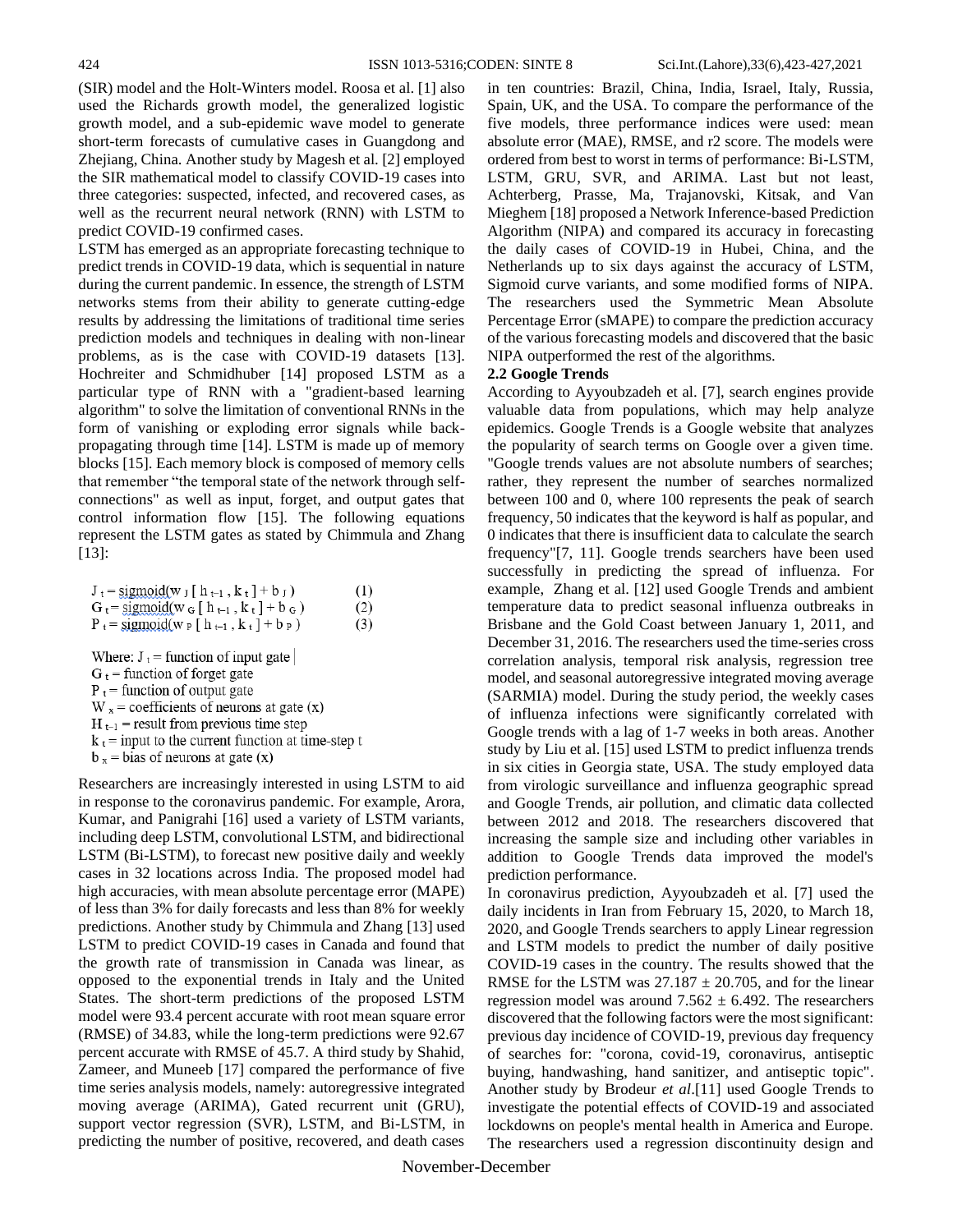(SIR) model and the Holt-Winters model. Roosa et al. [1] also used the Richards growth model, the generalized logistic growth model, and a sub-epidemic wave model to generate short-term forecasts of cumulative cases in Guangdong and Zhejiang, China. Another study by Magesh et al. [2] employed the SIR mathematical model to classify COVID-19 cases into three categories: suspected, infected, and recovered cases, as well as the recurrent neural network (RNN) with LSTM to predict COVID-19 confirmed cases.

LSTM has emerged as an appropriate forecasting technique to predict trends in COVID-19 data, which is sequential in nature during the current pandemic. In essence, the strength of LSTM networks stems from their ability to generate cutting-edge results by addressing the limitations of traditional time series prediction models and techniques in dealing with non-linear problems, as is the case with COVID-19 datasets [13]. Hochreiter and Schmidhuber [14] proposed LSTM as a particular type of RNN with a "gradient-based learning algorithm" to solve the limitation of conventional RNNs in the form of vanishing or exploding error signals while back-propagating through time [14]. LSTM is made up of memory blocks [15]. Each memory block is composed of memory cells that remember "the temporal state of the network through self-connections" as well as input, forget, and output gates that control information flow [15]. The following equations represent the LSTM gates as stated by Chimmula and Zhang [13]:

$$J_t = \text{sigmoid}(w_J [h_{t-1}, k_t] + b_J) \quad (1)$$

$$G_t = \text{sigmoid}(w_G [h_{t-1}, k_t] + b_G) \quad (2)$$

$$P_t = \text{sigmoid}(w_P [h_{t-1}, k_t] + b_P) \quad (3)$$

Where: $J_t$ = function of input gate
$G_t$ = function of forget gate
$P_t$ = function of output gate
$W_x$ = coefficients of neurons at gate (x)
$H_{t-1}$ = result from previous time step
$k_t$ = input to the current function at time-step t
$b_x$ = bias of neurons at gate (x)

Researchers are increasingly interested in using LSTM to aid in response to the coronavirus pandemic. For example, Arora, Kumar, and Panigrahi [16] used a variety of LSTM variants, including deep LSTM, convolutional LSTM, and bidirectional LSTM (Bi-LSTM), to forecast new positive daily and weekly cases in 32 locations across India. The proposed model had high accuracies, with mean absolute percentage error (MAPE) of less than 3% for daily forecasts and less than 8% for weekly predictions. Another study by Chimmula and Zhang [13] used LSTM to predict COVID-19 cases in Canada and found that the growth rate of transmission in Canada was linear, as opposed to the exponential trends in Italy and the United States. The short-term predictions of the proposed LSTM model were 93.4 percent accurate with root mean square error (RMSE) of 34.83, while the long-term predictions were 92.67 percent accurate with RMSE of 45.7. A third study by Shahid, Zameer, and Muneeb [17] compared the performance of five time series analysis models, namely: autoregressive integrated moving average (ARIMA), Gated recurrent unit (GRU), support vector regression (SVR), LSTM, and Bi-LSTM, in predicting the number of positive, recovered, and death cases in ten countries: Brazil, China, India, Israel, Italy, Russia, Spain, UK, and the USA. To compare the performance of the five models, three performance indices were used: mean absolute error (MAE), RMSE, and r2 score. The models were ordered from best to worst in terms of performance: Bi-LSTM, LSTM, GRU, SVR, and ARIMA. Last but not least, Achterberg, Prasse, Ma, Trajanovski, Kitsak, and Van Mieghem [18] proposed a Network Inference-based Prediction Algorithm (NIPA) and compared its accuracy in forecasting the daily cases of COVID-19 in Hubei, China, and the Netherlands up to six days against the accuracy of LSTM, Sigmoid curve variants, and some modified forms of NIPA. The researchers used the Symmetric Mean Absolute Percentage Error (sMAPE) to compare the prediction accuracy of the various forecasting models and discovered that the basic NIPA outperformed the rest of the algorithms.

### 2.2 Google Trends

According to Ayyoubzadeh et al. [7], search engines provide valuable data from populations, which may help analyze epidemics. Google Trends is a Google website that analyzes the popularity of search terms on Google over a given time. "Google trends values are not absolute numbers of searches; rather, they represent the number of searches normalized between 100 and 0, where 100 represents the peak of search frequency, 50 indicates that the keyword is half as popular, and 0 indicates that there is insufficient data to calculate the search frequency"[7, 11]. Google trends searchers have been used successfully in predicting the spread of influenza. For example, Zhang et al. [12] used Google Trends and ambient temperature data to predict seasonal influenza outbreaks in Brisbane and the Gold Coast between January 1, 2011, and December 31, 2016. The researchers used the time-series cross correlation analysis, temporal risk analysis, regression tree model, and seasonal autoregressive integrated moving average (SARMIA) model. During the study period, the weekly cases of influenza infections were significantly correlated with Google trends with a lag of 1-7 weeks in both areas. Another study by Liu et al. [15] used LSTM to predict influenza trends in six cities in Georgia state, USA. The study employed data from virologic surveillance and influenza geographic spread and Google Trends, air pollution, and climatic data collected between 2012 and 2018. The researchers discovered that increasing the sample size and including other variables in addition to Google Trends data improved the model's prediction performance.

In coronavirus prediction, Ayyoubzadeh et al. [7] used the daily incidents in Iran from February 15, 2020, to March 18, 2020, and Google Trends searchers to apply Linear regression and LSTM models to predict the number of daily positive COVID-19 cases in the country. The results showed that the RMSE for the LSTM was $27.187 \pm 20.705$, and for the linear regression model was around $7.562 \pm 6.492$. The researchers discovered that the following factors were the most significant: previous day incidence of COVID-19, previous day frequency of searches for: "corona, covid-19, coronavirus, antiseptic buying, handwashing, hand sanitizer, and antiseptic topic". Another study by Brodeur *et al*.[11] used Google Trends to investigate the potential effects of COVID-19 and associated lockdowns on people's mental health in America and Europe. The researchers used a regression discontinuity design and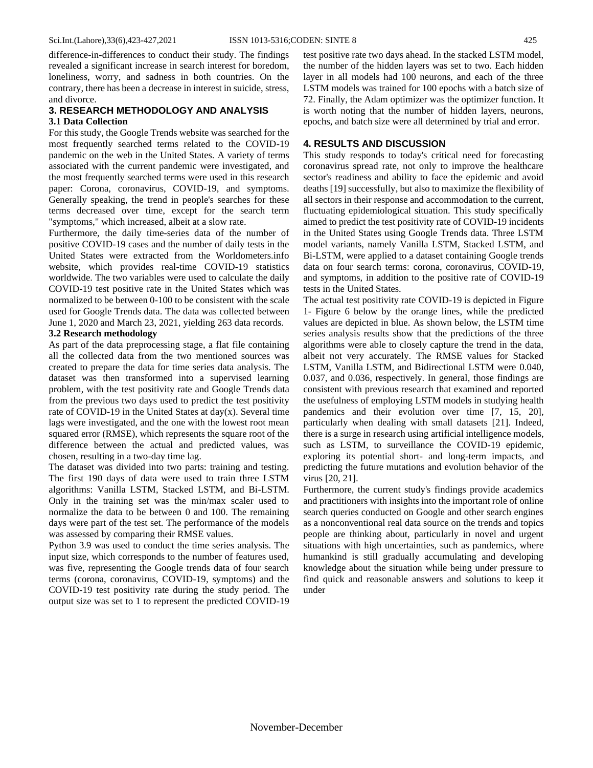difference-in-differences to conduct their study. The findings revealed a significant increase in search interest for boredom, loneliness, worry, and sadness in both countries. On the contrary, there has been a decrease in interest in suicide, stress, and divorce.

## 3. RESEARCH METHODOLOGY AND ANALYSIS

### 3.1 Data Collection

For this study, the Google Trends website was searched for the most frequently searched terms related to the COVID-19 pandemic on the web in the United States. A variety of terms associated with the current pandemic were investigated, and the most frequently searched terms were used in this research paper: Corona, coronavirus, COVID-19, and symptoms. Generally speaking, the trend in people's searches for these terms decreased over time, except for the search term "symptoms," which increased, albeit at a slow rate.

Furthermore, the daily time-series data of the number of positive COVID-19 cases and the number of daily tests in the United States were extracted from the Worldometers.info website, which provides real-time COVID-19 statistics worldwide. The two variables were used to calculate the daily COVID-19 test positive rate in the United States which was normalized to be between 0-100 to be consistent with the scale used for Google Trends data. The data was collected between June 1, 2020 and March 23, 2021, yielding 263 data records.

### 3.2 Research methodology

As part of the data preprocessing stage, a flat file containing all the collected data from the two mentioned sources was created to prepare the data for time series data analysis. The dataset was then transformed into a supervised learning problem, with the test positivity rate and Google Trends data from the previous two days used to predict the test positivity rate of COVID-19 in the United States at day(x). Several time lags were investigated, and the one with the lowest root mean squared error (RMSE), which represents the square root of the difference between the actual and predicted values, was chosen, resulting in a two-day time lag.

The dataset was divided into two parts: training and testing. The first 190 days of data were used to train three LSTM algorithms: Vanilla LSTM, Stacked LSTM, and Bi-LSTM. Only in the training set was the min/max scaler used to normalize the data to be between 0 and 100. The remaining days were part of the test set. The performance of the models was assessed by comparing their RMSE values.

Python 3.9 was used to conduct the time series analysis. The input size, which corresponds to the number of features used, was five, representing the Google trends data of four search terms (corona, coronavirus, COVID-19, symptoms) and the COVID-19 test positivity rate during the study period. The output size was set to 1 to represent the predicted COVID-19 test positive rate two days ahead. In the stacked LSTM model, the number of the hidden layers was set to two. Each hidden layer in all models had 100 neurons, and each of the three LSTM models was trained for 100 epochs with a batch size of 72. Finally, the Adam optimizer was the optimizer function. It is worth noting that the number of hidden layers, neurons, epochs, and batch size were all determined by trial and error.

## 4. RESULTS AND DISCUSSION

This study responds to today's critical need for forecasting coronavirus spread rate, not only to improve the healthcare sector's readiness and ability to face the epidemic and avoid deaths [19] successfully, but also to maximize the flexibility of all sectors in their response and accommodation to the current, fluctuating epidemiological situation. This study specifically aimed to predict the test positivity rate of COVID-19 incidents in the United States using Google Trends data. Three LSTM model variants, namely Vanilla LSTM, Stacked LSTM, and Bi-LSTM, were applied to a dataset containing Google trends data on four search terms: corona, coronavirus, COVID-19, and symptoms, in addition to the positive rate of COVID-19 tests in the United States.

The actual test positivity rate COVID-19 is depicted in Figure 1- Figure 6 below by the orange lines, while the predicted values are depicted in blue. As shown below, the LSTM time series analysis results show that the predictions of the three algorithms were able to closely capture the trend in the data, albeit not very accurately. The RMSE values for Stacked LSTM, Vanilla LSTM, and Bidirectional LSTM were 0.040, 0.037, and 0.036, respectively. In general, those findings are consistent with previous research that examined and reported the usefulness of employing LSTM models in studying health pandemics and their evolution over time [7, 15, 20], particularly when dealing with small datasets [21]. Indeed, there is a surge in research using artificial intelligence models, such as LSTM, to surveillance the COVID-19 epidemic, exploring its potential short- and long-term impacts, and predicting the future mutations and evolution behavior of the virus [20, 21].

Furthermore, the current study's findings provide academics and practitioners with insights into the important role of online search queries conducted on Google and other search engines as a nonconventional real data source on the trends and topics people are thinking about, particularly in novel and urgent situations with high uncertainties, such as pandemics, where humankind is still gradually accumulating and developing knowledge about the situation while being under pressure to find quick and reasonable answers and solutions to keep it under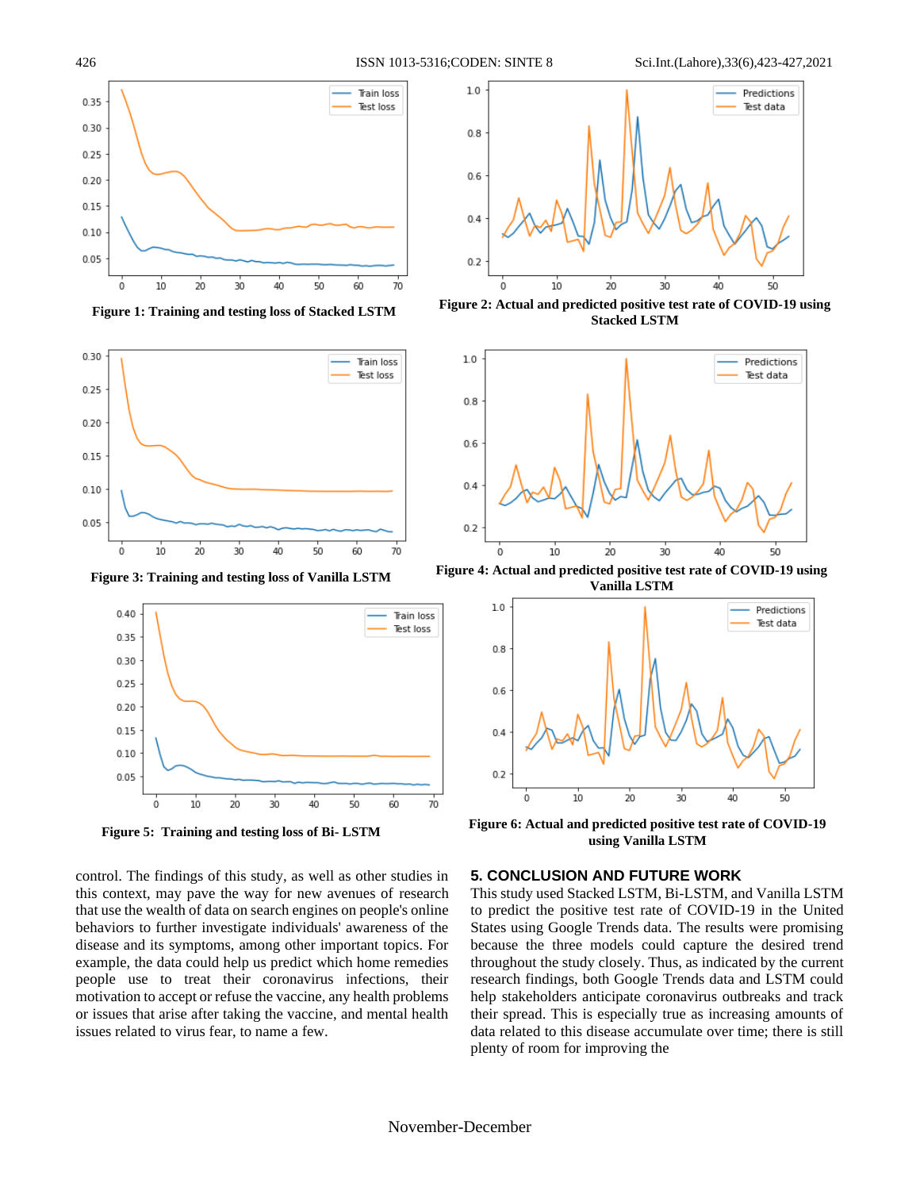Figure 1: Training and testing loss of Stacked LSTM

Figure 2: Actual and predicted positive test rate of COVID-19 using Stacked LSTM

Figure 3: Training and testing loss of Vanilla LSTM

Figure 4: Actual and predicted positive test rate of COVID-19 using Vanilla LSTM

Figure 5: Training and testing loss of Bi- LSTM

Figure 6: Actual and predicted positive test rate of COVID-19 using Vanilla LSTM

control. The findings of this study, as well as other studies in this context, may pave the way for new avenues of research that use the wealth of data on search engines on people's online behaviors to further investigate individuals' awareness of the disease and its symptoms, among other important topics. For example, the data could help us predict which home remedies people use to treat their coronavirus infections, their motivation to accept or refuse the vaccine, any health problems or issues that arise after taking the vaccine, and mental health issues related to virus fear, to name a few.

## 5. CONCLUSION AND FUTURE WORK

This study used Stacked LSTM, Bi-LSTM, and Vanilla LSTM to predict the positive test rate of COVID-19 in the United States using Google Trends data. The results were promising because the three models could capture the desired trend throughout the study closely. Thus, as indicated by the current research findings, both Google Trends data and LSTM could help stakeholders anticipate coronavirus outbreaks and track their spread. This is especially true as increasing amounts of data related to this disease accumulate over time; there is still plenty of room for improving the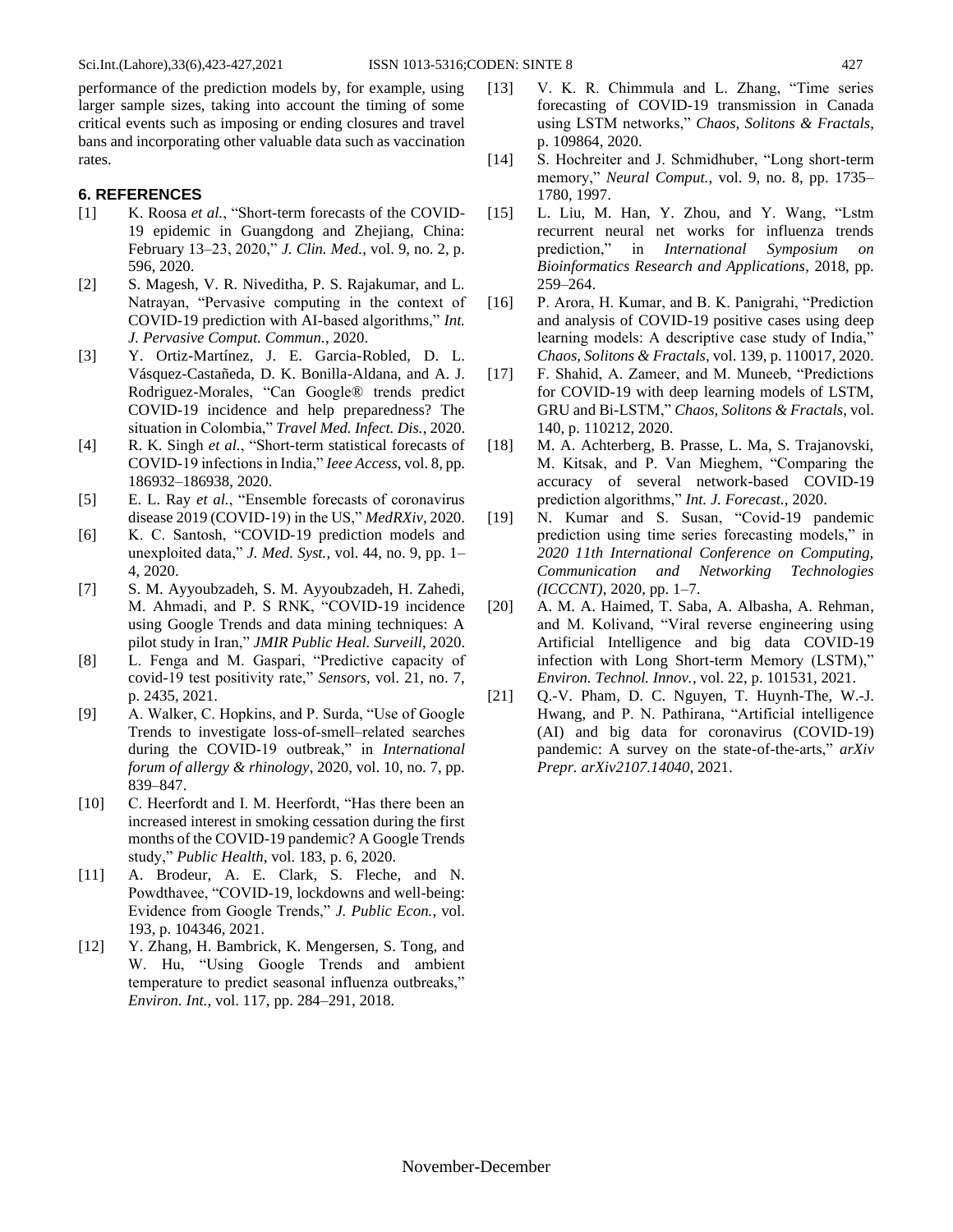performance of the prediction models by, for example, using larger sample sizes, taking into account the timing of some critical events such as imposing or ending closures and travel bans and incorporating other valuable data such as vaccination rates.

## 6. REFERENCES

[1] K. Roosa *et al.*, "Short-term forecasts of the COVID-19 epidemic in Guangdong and Zhejiang, China: February 13–23, 2020," *J. Clin. Med.*, vol. 9, no. 2, p. 596, 2020.

[2] S. Magesh, V. R. Niveditha, P. S. Rajakumar, and L. Natrayan, "Pervasive computing in the context of COVID-19 prediction with AI-based algorithms," *Int. J. Pervasive Comput. Commun.*, 2020.

[3] Y. Ortiz-Martínez, J. E. Garcia-Robled, D. L. Vásquez-Castañeda, D. K. Bonilla-Aldana, and A. J. Rodriguez-Morales, "Can Google® trends predict COVID-19 incidence and help preparedness? The situation in Colombia," *Travel Med. Infect. Dis.*, 2020.

[4] R. K. Singh *et al.*, "Short-term statistical forecasts of COVID-19 infections in India," *Ieee Access*, vol. 8, pp. 186932–186938, 2020.

[5] E. L. Ray *et al.*, "Ensemble forecasts of coronavirus disease 2019 (COVID-19) in the US," *MedRXiv*, 2020.

[6] K. C. Santosh, "COVID-19 prediction models and unexploited data," *J. Med. Syst.*, vol. 44, no. 9, pp. 1–4, 2020.

[7] S. M. Ayyoubzadeh, S. M. Ayyoubzadeh, H. Zahedi, M. Ahmadi, and P. S RNK, "COVID-19 incidence using Google Trends and data mining techniques: A pilot study in Iran," *JMIR Public Heal. Surveill*, 2020.

[8] L. Fenga and M. Gaspari, "Predictive capacity of covid-19 test positivity rate," *Sensors*, vol. 21, no. 7, p. 2435, 2021.

[9] A. Walker, C. Hopkins, and P. Surda, "Use of Google Trends to investigate loss-of-smell–related searches during the COVID-19 outbreak," in *International forum of allergy & rhinology*, 2020, vol. 10, no. 7, pp. 839–847.

[10] C. Heerfordt and I. M. Heerfordt, "Has there been an increased interest in smoking cessation during the first months of the COVID-19 pandemic? A Google Trends study," *Public Health*, vol. 183, p. 6, 2020.

[11] A. Brodeur, A. E. Clark, S. Fleche, and N. Powdthavee, "COVID-19, lockdowns and well-being: Evidence from Google Trends," *J. Public Econ.*, vol. 193, p. 104346, 2021.

[12] Y. Zhang, H. Bambrick, K. Mengersen, S. Tong, and W. Hu, "Using Google Trends and ambient temperature to predict seasonal influenza outbreaks," *Environ. Int.*, vol. 117, pp. 284–291, 2018.

[13] V. K. R. Chimmula and L. Zhang, "Time series forecasting of COVID-19 transmission in Canada using LSTM networks," *Chaos, Solitons & Fractals*, p. 109864, 2020.

[14] S. Hochreiter and J. Schmidhuber, "Long short-term memory," *Neural Comput.*, vol. 9, no. 8, pp. 1735–1780, 1997.

[15] L. Liu, M. Han, Y. Zhou, and Y. Wang, "Lstm recurrent neural net works for influenza trends prediction," in *International Symposium on Bioinformatics Research and Applications*, 2018, pp. 259–264.

[16] P. Arora, H. Kumar, and B. K. Panigrahi, "Prediction and analysis of COVID-19 positive cases using deep learning models: A descriptive case study of India," *Chaos, Solitons & Fractals*, vol. 139, p. 110017, 2020.

[17] F. Shahid, A. Zameer, and M. Muneeb, "Predictions for COVID-19 with deep learning models of LSTM, GRU and Bi-LSTM," *Chaos, Solitons & Fractals*, vol. 140, p. 110212, 2020.

[18] M. A. Achterberg, B. Prasse, L. Ma, S. Trajanovski, M. Kitsak, and P. Van Mieghem, "Comparing the accuracy of several network-based COVID-19 prediction algorithms," *Int. J. Forecast.*, 2020.

[19] N. Kumar and S. Susan, "Covid-19 pandemic prediction using time series forecasting models," in *2020 11th International Conference on Computing, Communication and Networking Technologies (ICCCNT)*, 2020, pp. 1–7.

[20] A. M. A. Haimed, T. Saba, A. Albasha, A. Rehman, and M. Kolivand, "Viral reverse engineering using Artificial Intelligence and big data COVID-19 infection with Long Short-term Memory (LSTM)," *Environ. Technol. Innov.*, vol. 22, p. 101531, 2021.

[21] Q.-V. Pham, D. C. Nguyen, T. Huynh-The, W.-J. Hwang, and P. N. Pathirana, "Artificial intelligence (AI) and big data for coronavirus (COVID-19) pandemic: A survey on the state-of-the-arts," *arXiv Prepr. arXiv2107.14040*, 2021.